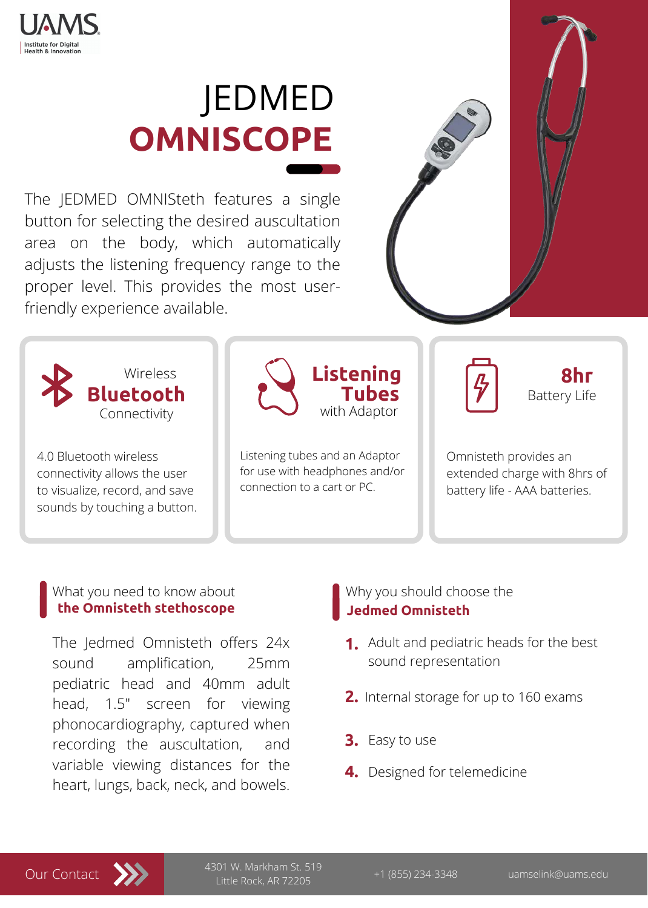UAMS
Institute for Digital Health & Innovation

# JEDMED **OMNISCOPE**

The JEDMED OMNISteth features a single button for selecting the desired auscultation area on the body, which automatically adjusts the listening frequency range to the proper level. This provides the most user-friendly experience available.

### Wireless **Bluetooth** Connectivity

4.0 Bluetooth wireless connectivity allows the user to visualize, record, and save sounds by touching a button.

### **Listening Tubes** with Adaptor

Listening tubes and an Adaptor for use with headphones and/or connection to a cart or PC.

### **8hr** Battery Life

Omnisteth provides an extended charge with 8hrs of battery life - AAA batteries.

## What you need to know about **the Omnisteth stethoscope**

The Jedmed Omnisteth offers 24x sound amplification, 25mm pediatric head and 40mm adult head, 1.5" screen for viewing phonocardiography, captured when recording the auscultation, and variable viewing distances for the heart, lungs, back, neck, and bowels.

## Why you should choose the **Jedmed Omnisteth**

1. Adult and pediatric heads for the best sound representation
2. Internal storage for up to 160 exams
3. Easy to use
4. Designed for telemedicine

Our Contact

4301 W. Markham St. 519
Little Rock, AR 72205

+1 (855) 234-3348

uamselink@uams.edu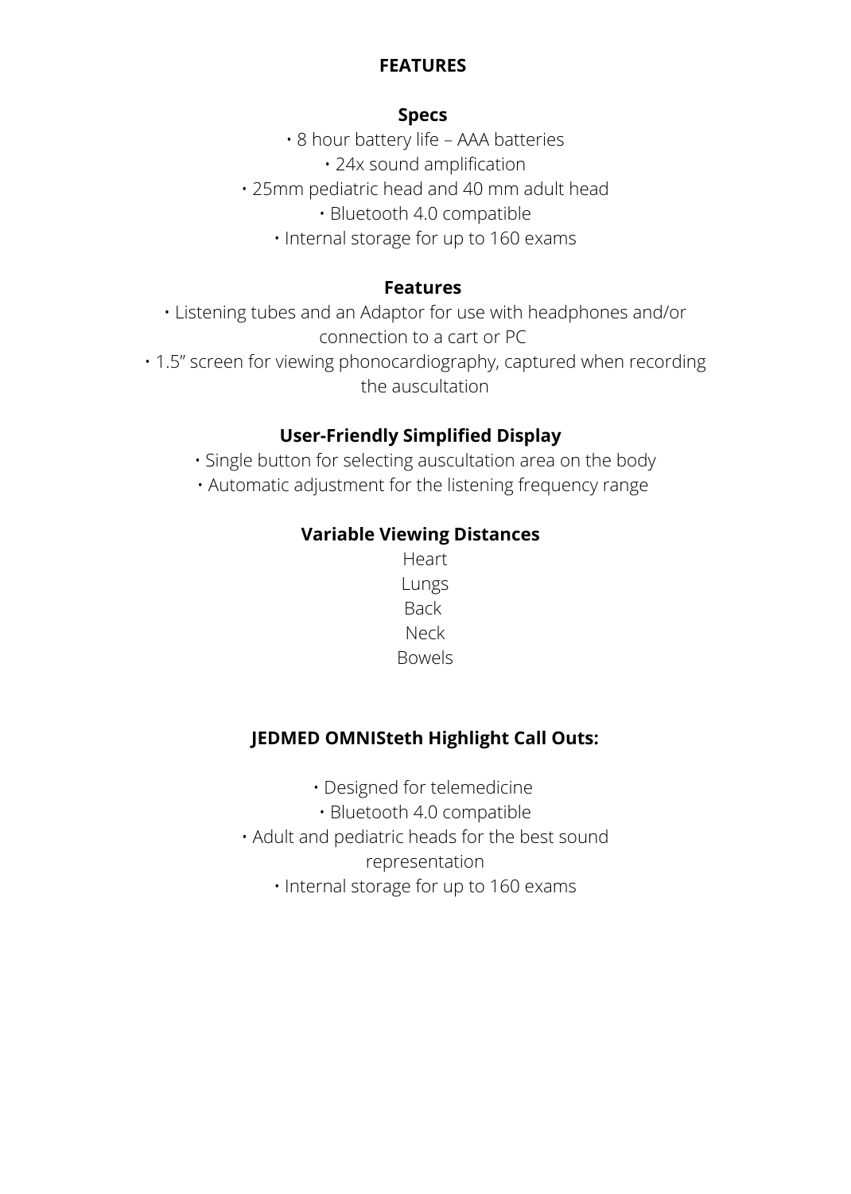## FEATURES

### Specs

- 8 hour battery life – AAA batteries
- 24x sound amplification
- 25mm pediatric head and 40 mm adult head
- Bluetooth 4.0 compatible
- Internal storage for up to 160 exams

### Features

- Listening tubes and an Adaptor for use with headphones and/or connection to a cart or PC
- 1.5″ screen for viewing phonocardiography, captured when recording the auscultation

### User-Friendly Simplified Display

- Single button for selecting auscultation area on the body
- Automatic adjustment for the listening frequency range

### Variable Viewing Distances

Heart
Lungs
Back
Neck
Bowels

### JEDMED OMNISteth Highlight Call Outs:

- Designed for telemedicine
- Bluetooth 4.0 compatible
- Adult and pediatric heads for the best sound representation
- Internal storage for up to 160 exams